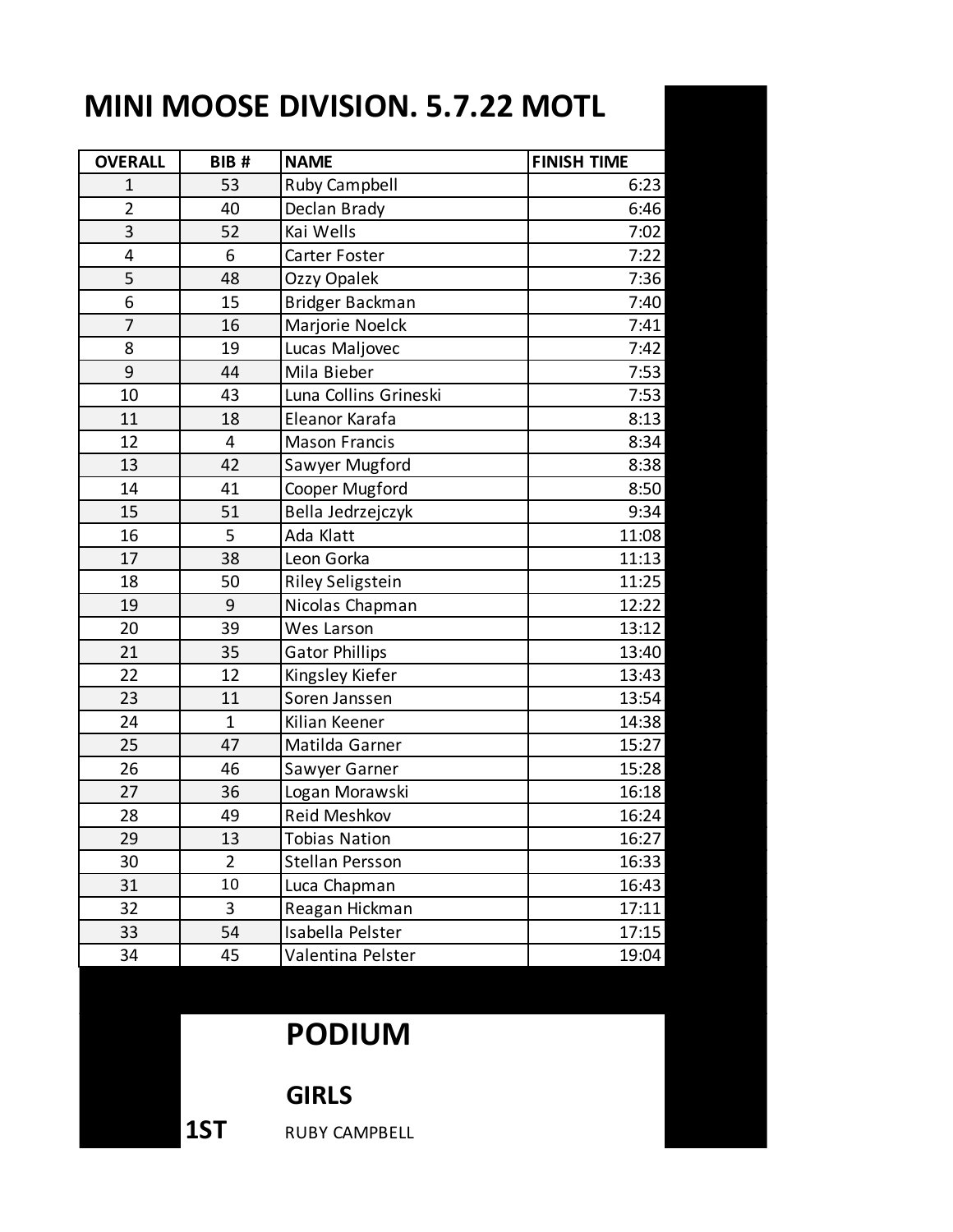# MINI MOOSE DIVISION. 5.7.22 MOTL

| OVERALL | BIB # | NAME | FINISH TIME |
|---|---|---|---|
| 1 | 53 | Ruby Campbell | 6:23 |
| 2 | 40 | Declan Brady | 6:46 |
| 3 | 52 | Kai Wells | 7:02 |
| 4 | 6 | Carter Foster | 7:22 |
| 5 | 48 | Ozzy Opalek | 7:36 |
| 6 | 15 | Bridger Backman | 7:40 |
| 7 | 16 | Marjorie Noelck | 7:41 |
| 8 | 19 | Lucas Maljovec | 7:42 |
| 9 | 44 | Mila Bieber | 7:53 |
| 10 | 43 | Luna Collins Grineski | 7:53 |
| 11 | 18 | Eleanor Karafa | 8:13 |
| 12 | 4 | Mason Francis | 8:34 |
| 13 | 42 | Sawyer Mugford | 8:38 |
| 14 | 41 | Cooper Mugford | 8:50 |
| 15 | 51 | Bella Jedrzejczyk | 9:34 |
| 16 | 5 | Ada Klatt | 11:08 |
| 17 | 38 | Leon Gorka | 11:13 |
| 18 | 50 | Riley Seligstein | 11:25 |
| 19 | 9 | Nicolas Chapman | 12:22 |
| 20 | 39 | Wes Larson | 13:12 |
| 21 | 35 | Gator Phillips | 13:40 |
| 22 | 12 | Kingsley Kiefer | 13:43 |
| 23 | 11 | Soren Janssen | 13:54 |
| 24 | 1 | Kilian Keener | 14:38 |
| 25 | 47 | Matilda Garner | 15:27 |
| 26 | 46 | Sawyer Garner | 15:28 |
| 27 | 36 | Logan Morawski | 16:18 |
| 28 | 49 | Reid Meshkov | 16:24 |
| 29 | 13 | Tobias Nation | 16:27 |
| 30 | 2 | Stellan Persson | 16:33 |
| 31 | 10 | Luca Chapman | 16:43 |
| 32 | 3 | Reagan Hickman | 17:11 |
| 33 | 54 | Isabella Pelster | 17:15 |
| 34 | 45 | Valentina Pelster | 19:04 |

## PODIUM

### GIRLS

**1ST** RUBY CAMPBELL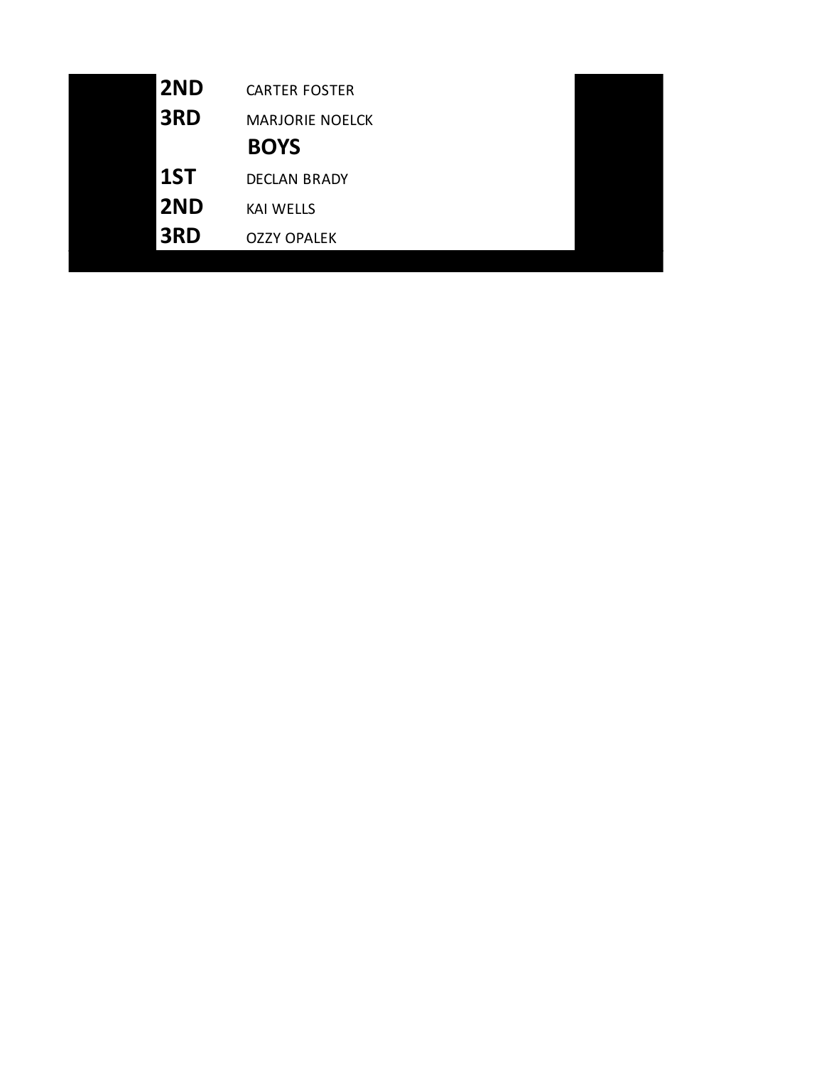| | |
|---|---|
| **2ND** | CARTER FOSTER |
| **3RD** | MARJORIE NOELCK |
| | **BOYS** |
| **1ST** | DECLAN BRADY |
| **2ND** | KAI WELLS |
| **3RD** | OZZY OPALEK |